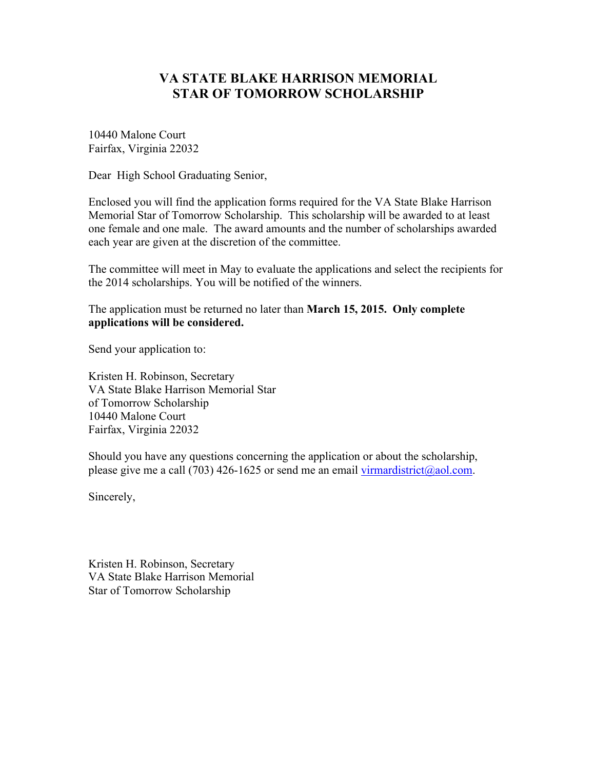# VA STATE BLAKE HARRISON MEMORIAL STAR OF TOMORROW SCHOLARSHIP

10440 Malone Court
Fairfax, Virginia 22032

Dear High School Graduating Senior,

Enclosed you will find the application forms required for the VA State Blake Harrison Memorial Star of Tomorrow Scholarship. This scholarship will be awarded to at least one female and one male. The award amounts and the number of scholarships awarded each year are given at the discretion of the committee.

The committee will meet in May to evaluate the applications and select the recipients for the 2014 scholarships. You will be notified of the winners.

The application must be returned no later than **March 15, 2015. Only complete applications will be considered.**

Send your application to:

Kristen H. Robinson, Secretary
VA State Blake Harrison Memorial Star
of Tomorrow Scholarship
10440 Malone Court
Fairfax, Virginia 22032

Should you have any questions concerning the application or about the scholarship, please give me a call (703) 426-1625 or send me an email virmardistrict@aol.com.

Sincerely,

Kristen H. Robinson, Secretary
VA State Blake Harrison Memorial
Star of Tomorrow Scholarship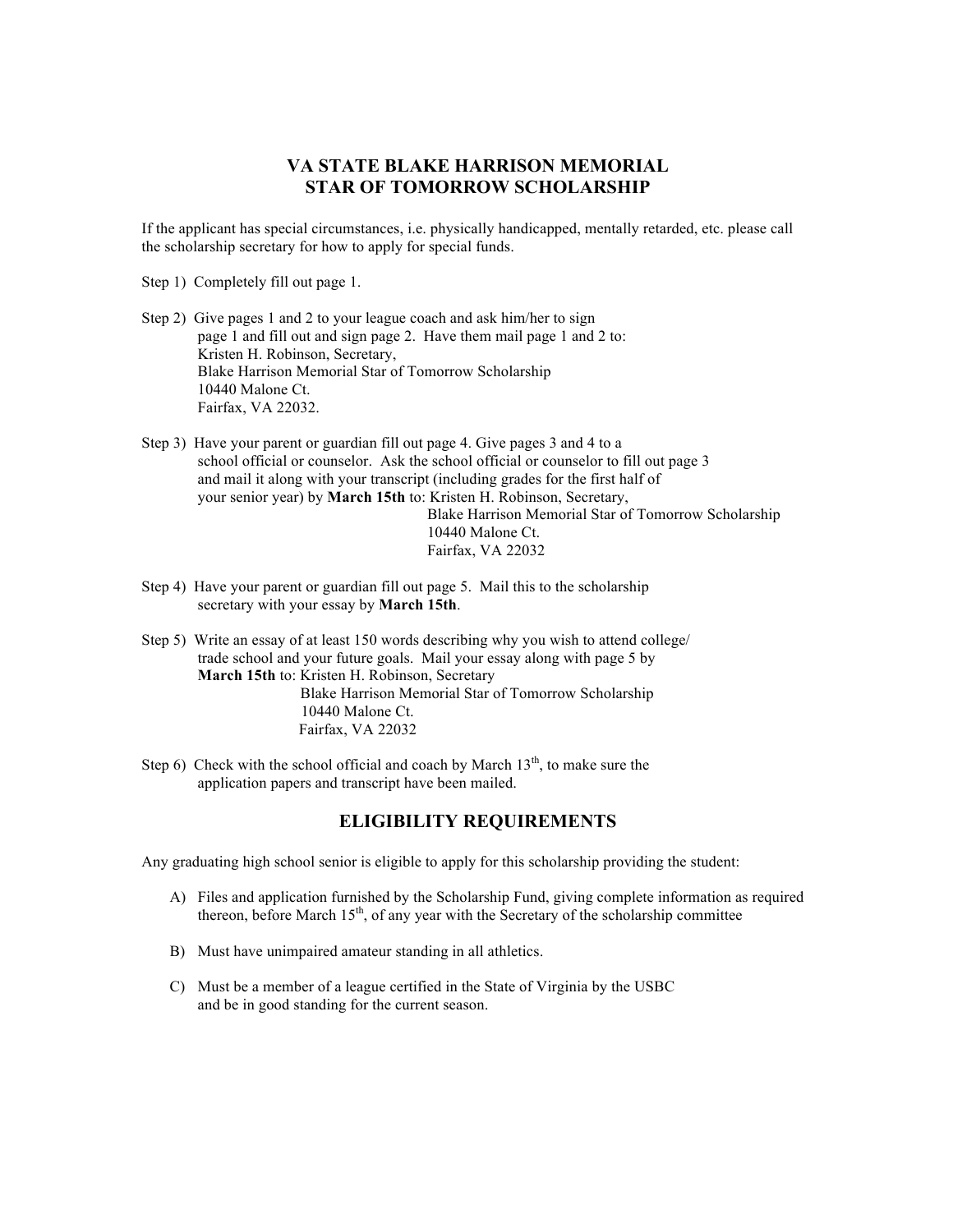# VA STATE BLAKE HARRISON MEMORIAL STAR OF TOMORROW SCHOLARSHIP

If the applicant has special circumstances, i.e. physically handicapped, mentally retarded, etc. please call the scholarship secretary for how to apply for special funds.

Step 1) Completely fill out page 1.

Step 2) Give pages 1 and 2 to your league coach and ask him/her to sign page 1 and fill out and sign page 2. Have them mail page 1 and 2 to:
Kristen H. Robinson, Secretary,
Blake Harrison Memorial Star of Tomorrow Scholarship
10440 Malone Ct.
Fairfax, VA 22032.

Step 3) Have your parent or guardian fill out page 4. Give pages 3 and 4 to a school official or counselor. Ask the school official or counselor to fill out page 3 and mail it along with your transcript (including grades for the first half of your senior year) by **March 15th** to: Kristen H. Robinson, Secretary,
Blake Harrison Memorial Star of Tomorrow Scholarship
10440 Malone Ct.
Fairfax, VA 22032

Step 4) Have your parent or guardian fill out page 5. Mail this to the scholarship secretary with your essay by **March 15th**.

Step 5) Write an essay of at least 150 words describing why you wish to attend college/ trade school and your future goals. Mail your essay along with page 5 by **March 15th** to: Kristen H. Robinson, Secretary
Blake Harrison Memorial Star of Tomorrow Scholarship
10440 Malone Ct.
Fairfax, VA 22032

Step 6) Check with the school official and coach by March 13th, to make sure the application papers and transcript have been mailed.

## ELIGIBILITY REQUIREMENTS

Any graduating high school senior is eligible to apply for this scholarship providing the student:

A) Files and application furnished by the Scholarship Fund, giving complete information as required thereon, before March 15th, of any year with the Secretary of the scholarship committee

B) Must have unimpaired amateur standing in all athletics.

C) Must be a member of a league certified in the State of Virginia by the USBC and be in good standing for the current season.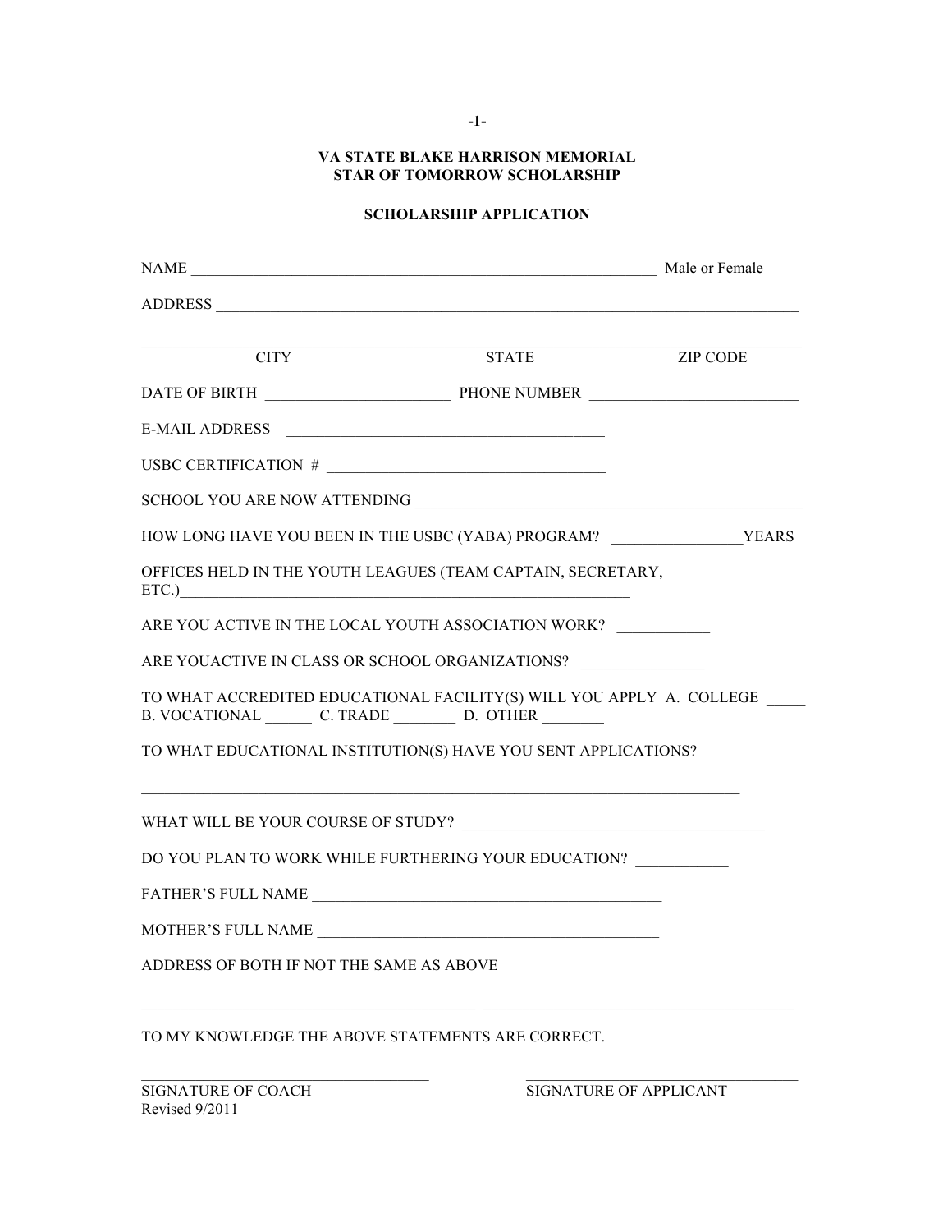# VA STATE BLAKE HARRISON MEMORIAL
# STAR OF TOMORROW SCHOLARSHIP

## SCHOLARSHIP APPLICATION

NAME ____________________________________________________________ Male or Female

ADDRESS ___________________________________________________________________________

___________________________________________________________________________________
CITY STATE ZIP CODE

DATE OF BIRTH _______________________ PHONE NUMBER __________________________

E-MAIL ADDRESS ________________________________________

USBC CERTIFICATION # __________________________________

SCHOOL YOU ARE NOW ATTENDING ________________________________________________

HOW LONG HAVE YOU BEEN IN THE USBC (YABA) PROGRAM? ________________YEARS

OFFICES HELD IN THE YOUTH LEAGUES (TEAM CAPTAIN, SECRETARY, ETC.)__________________________________________________________

ARE YOU ACTIVE IN THE LOCAL YOUTH ASSOCIATION WORK? ___________

ARE YOUACTIVE IN CLASS OR SCHOOL ORGANIZATIONS? _______________

TO WHAT ACCREDITED EDUCATIONAL FACILITY(S) WILL YOU APPLY A. COLLEGE _____ B. VOCATIONAL ______ C. TRADE ________ D. OTHER ________

TO WHAT EDUCATIONAL INSTITUTION(S) HAVE YOU SENT APPLICATIONS?

_____________________________________________________________________________

WHAT WILL BE YOUR COURSE OF STUDY? ______________________________________

DO YOU PLAN TO WORK WHILE FURTHERING YOUR EDUCATION? ___________

FATHER'S FULL NAME ____________________________________________

MOTHER'S FULL NAME ___________________________________________

ADDRESS OF BOTH IF NOT THE SAME AS ABOVE

__________________________________________ _______________________________________

TO MY KNOWLEDGE THE ABOVE STATEMENTS ARE CORRECT.

____________________________________ __________________________________
SIGNATURE OF COACH SIGNATURE OF APPLICANT

Revised 9/2011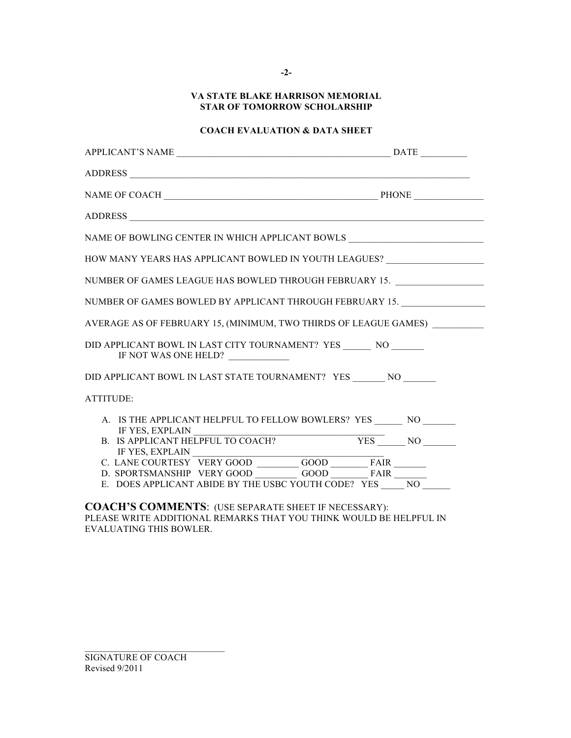## VA STATE BLAKE HARRISON MEMORIAL
## STAR OF TOMORROW SCHOLARSHIP

### COACH EVALUATION & DATA SHEET

APPLICANT'S NAME ______________________________________________ DATE __________

ADDRESS ____________________________________________________________________________

NAME OF COACH ______________________________________________ PHONE _______________

ADDRESS ____________________________________________________________________________

NAME OF BOWLING CENTER IN WHICH APPLICANT BOWLS ____________________________

HOW MANY YEARS HAS APPLICANT BOWLED IN YOUTH LEAGUES? ____________________

NUMBER OF GAMES LEAGUE HAS BOWLED THROUGH FEBRUARY 15. __________________

NUMBER OF GAMES BOWLED BY APPLICANT THROUGH FEBRUARY 15. _________________

AVERAGE AS OF FEBRUARY 15, (MINIMUM, TWO THIRDS OF LEAGUE GAMES) ___________

DID APPLICANT BOWL IN LAST CITY TOURNAMENT? YES ______ NO _______
IF NOT WAS ONE HELD? _____________

DID APPLICANT BOWL IN LAST STATE TOURNAMENT? YES _______ NO _______

ATTITUDE:

A. IS THE APPLICANT HELPFUL TO FELLOW BOWLERS? YES ______ NO _______
   IF YES, EXPLAIN ________________________________________
B. IS APPLICANT HELPFUL TO COACH? YES ______ NO _______
   IF YES, EXPLAIN ________________________________________
C. LANE COURTESY VERY GOOD _________ GOOD ________ FAIR _______
D. SPORTSMANSHIP VERY GOOD _________ GOOD ________ FAIR _______
E. DOES APPLICANT ABIDE BY THE USBC YOUTH CODE? YES _____ NO ______

**COACH'S COMMENTS**: (USE SEPARATE SHEET IF NECESSARY):
PLEASE WRITE ADDITIONAL REMARKS THAT YOU THINK WOULD BE HELPFUL IN EVALUATING THIS BOWLER.

_____________________________
SIGNATURE OF COACH

Revised 9/2011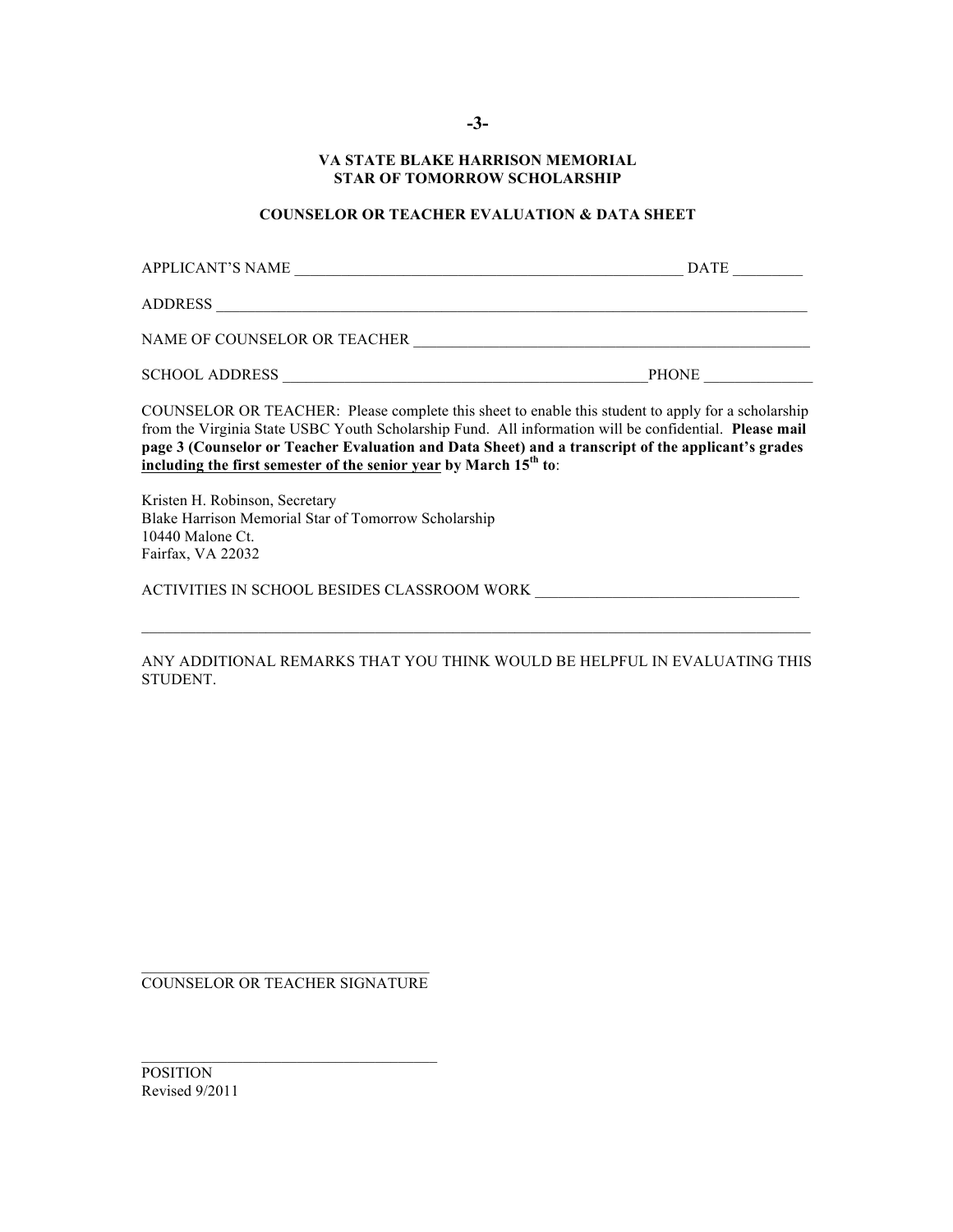## VA STATE BLAKE HARRISON MEMORIAL
## STAR OF TOMORROW SCHOLARSHIP

### COUNSELOR OR TEACHER EVALUATION & DATA SHEET

APPLICANT'S NAME ____________________________________________________ DATE _________

ADDRESS ______________________________________________________________________________

NAME OF COUNSELOR OR TEACHER ____________________________________________________

SCHOOL ADDRESS ________________________________________________PHONE ______________

COUNSELOR OR TEACHER: Please complete this sheet to enable this student to apply for a scholarship from the Virginia State USBC Youth Scholarship Fund. All information will be confidential. **Please mail page 3 (Counselor or Teacher Evaluation and Data Sheet) and a transcript of the applicant's grades <u>including the first semester of the senior year</u> by March 15th to**:

Kristen H. Robinson, Secretary
Blake Harrison Memorial Star of Tomorrow Scholarship
10440 Malone Ct.
Fairfax, VA 22032

ACTIVITIES IN SCHOOL BESIDES CLASSROOM WORK __________________________________

______________________________________________________________________________________

ANY ADDITIONAL REMARKS THAT YOU THINK WOULD BE HELPFUL IN EVALUATING THIS STUDENT.

___________________________________
COUNSELOR OR TEACHER SIGNATURE

_____________________________________
POSITION

Revised 9/2011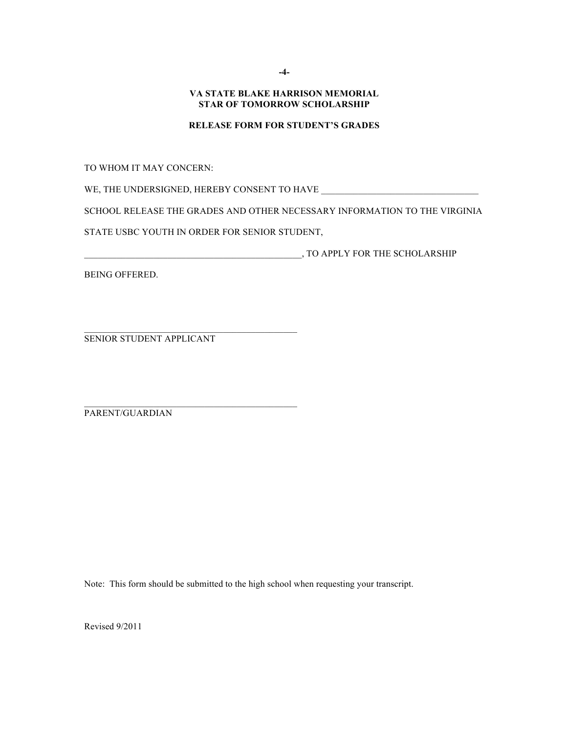**VA STATE BLAKE HARRISON MEMORIAL**
**STAR OF TOMORROW SCHOLARSHIP**

**RELEASE FORM FOR STUDENT'S GRADES**

TO WHOM IT MAY CONCERN:

WE, THE UNDERSIGNED, HEREBY CONSENT TO HAVE __________________________________

SCHOOL RELEASE THE GRADES AND OTHER NECESSARY INFORMATION TO THE VIRGINIA

STATE USBC YOUTH IN ORDER FOR SENIOR STUDENT,

________________________________________________, TO APPLY FOR THE SCHOLARSHIP

BEING OFFERED.

_____________________________________________
SENIOR STUDENT APPLICANT

_____________________________________________
PARENT/GUARDIAN

Note: This form should be submitted to the high school when requesting your transcript.

Revised 9/2011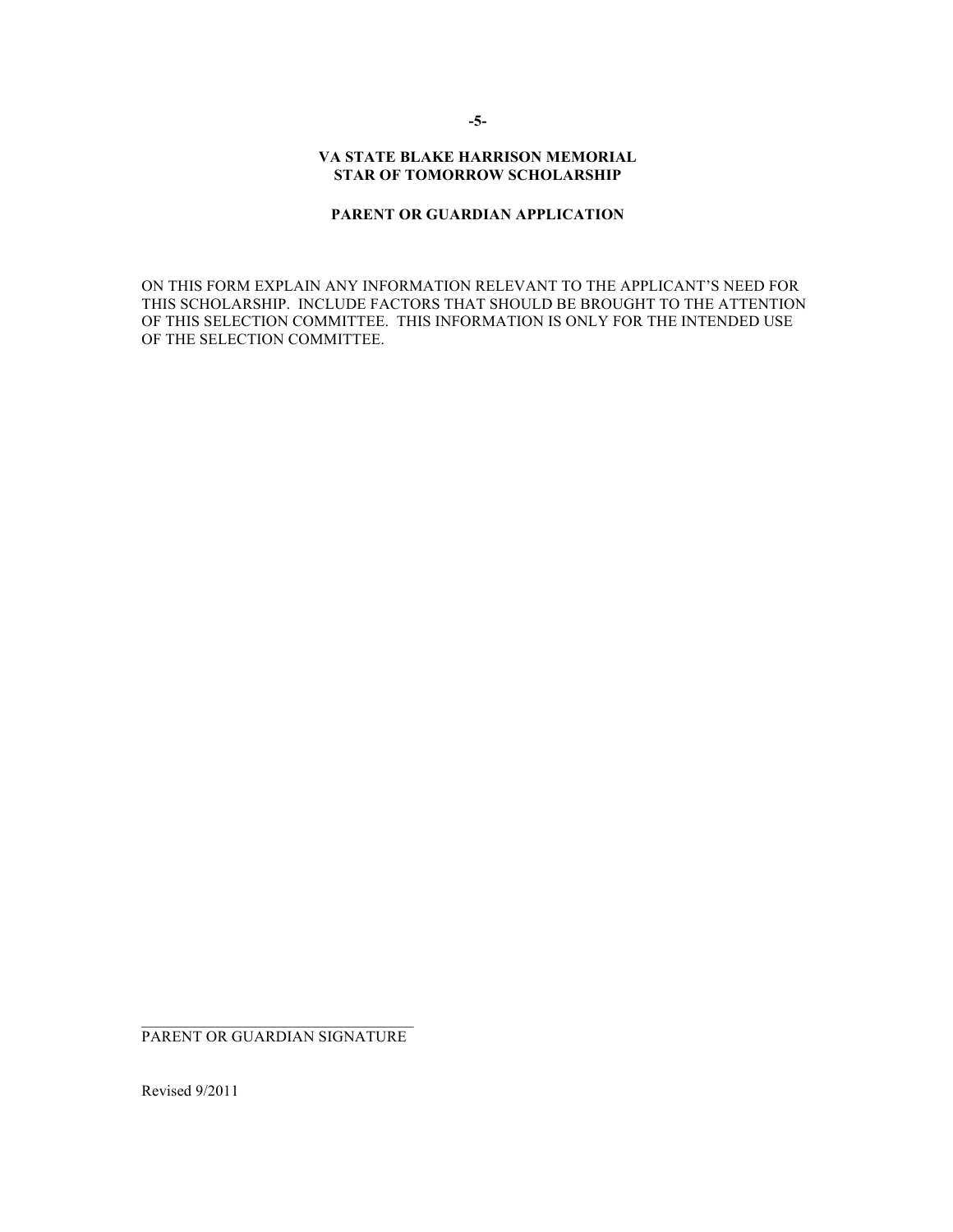**VA STATE BLAKE HARRISON MEMORIAL**
**STAR OF TOMORROW SCHOLARSHIP**

**PARENT OR GUARDIAN APPLICATION**

ON THIS FORM EXPLAIN ANY INFORMATION RELEVANT TO THE APPLICANT'S NEED FOR THIS SCHOLARSHIP. INCLUDE FACTORS THAT SHOULD BE BROUGHT TO THE ATTENTION OF THIS SELECTION COMMITTEE. THIS INFORMATION IS ONLY FOR THE INTENDED USE OF THE SELECTION COMMITTEE.

\_\_\_\_\_\_\_\_\_\_\_\_\_\_\_\_\_\_\_\_\_\_\_\_\_\_\_\_\_\_\_\_\_\_\_
PARENT OR GUARDIAN SIGNATURE

Revised 9/2011